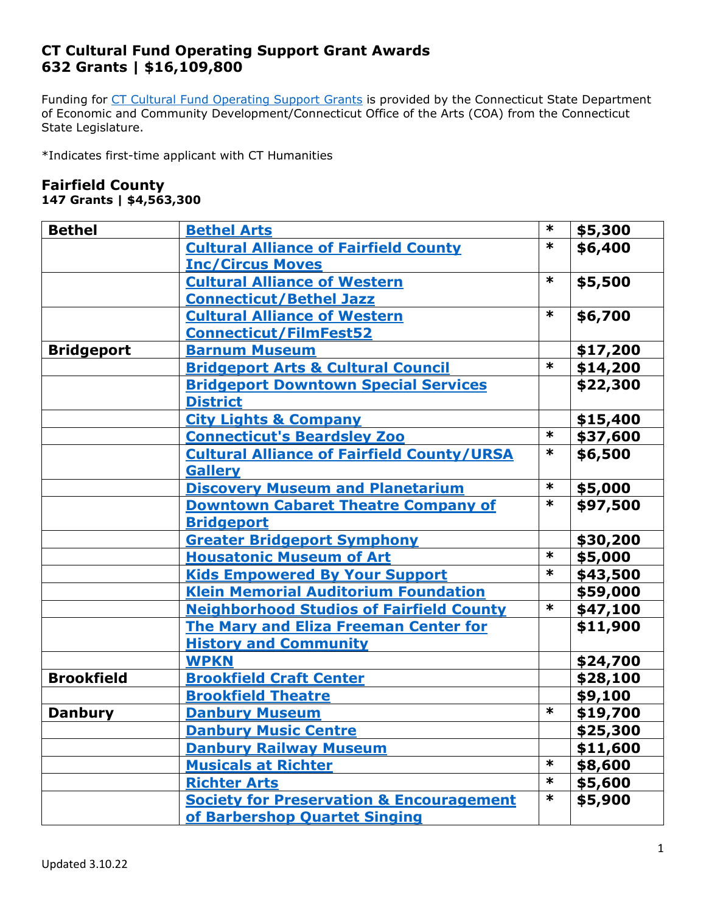# CT Cultural Fund Operating Support Grant Awards
# 632 Grants | $16,109,800

Funding for CT Cultural Fund Operating Support Grants is provided by the Connecticut State Department of Economic and Community Development/Connecticut Office of the Arts (COA) from the Connecticut State Legislature.

*Indicates first-time applicant with CT Humanities

## Fairfield County
**147 Grants | $4,563,300**

| | | | |
|---|---|---|---|
| **Bethel** | **Bethel Arts** | * | **$5,300** |
| | **Cultural Alliance of Fairfield County Inc/Circus Moves** | * | **$6,400** |
| | **Cultural Alliance of Western Connecticut/Bethel Jazz** | * | **$5,500** |
| | **Cultural Alliance of Western Connecticut/FilmFest52** | * | **$6,700** |
| **Bridgeport** | **Barnum Museum** | | **$17,200** |
| | **Bridgeport Arts & Cultural Council** | * | **$14,200** |
| | **Bridgeport Downtown Special Services District** | | **$22,300** |
| | **City Lights & Company** | | **$15,400** |
| | **Connecticut's Beardsley Zoo** | * | **$37,600** |
| | **Cultural Alliance of Fairfield County/URSA Gallery** | * | **$6,500** |
| | **Discovery Museum and Planetarium** | * | **$5,000** |
| | **Downtown Cabaret Theatre Company of Bridgeport** | * | **$97,500** |
| | **Greater Bridgeport Symphony** | | **$30,200** |
| | **Housatonic Museum of Art** | * | **$5,000** |
| | **Kids Empowered By Your Support** | * | **$43,500** |
| | **Klein Memorial Auditorium Foundation** | | **$59,000** |
| | **Neighborhood Studios of Fairfield County** | * | **$47,100** |
| | **The Mary and Eliza Freeman Center for History and Community** | | **$11,900** |
| | **WPKN** | | **$24,700** |
| **Brookfield** | **Brookfield Craft Center** | | **$28,100** |
| | **Brookfield Theatre** | | **$9,100** |
| **Danbury** | **Danbury Museum** | * | **$19,700** |
| | **Danbury Music Centre** | | **$25,300** |
| | **Danbury Railway Museum** | | **$11,600** |
| | **Musicals at Richter** | * | **$8,600** |
| | **Richter Arts** | * | **$5,600** |
| | **Society for Preservation & Encouragement of Barbershop Quartet Singing** | * | **$5,900** |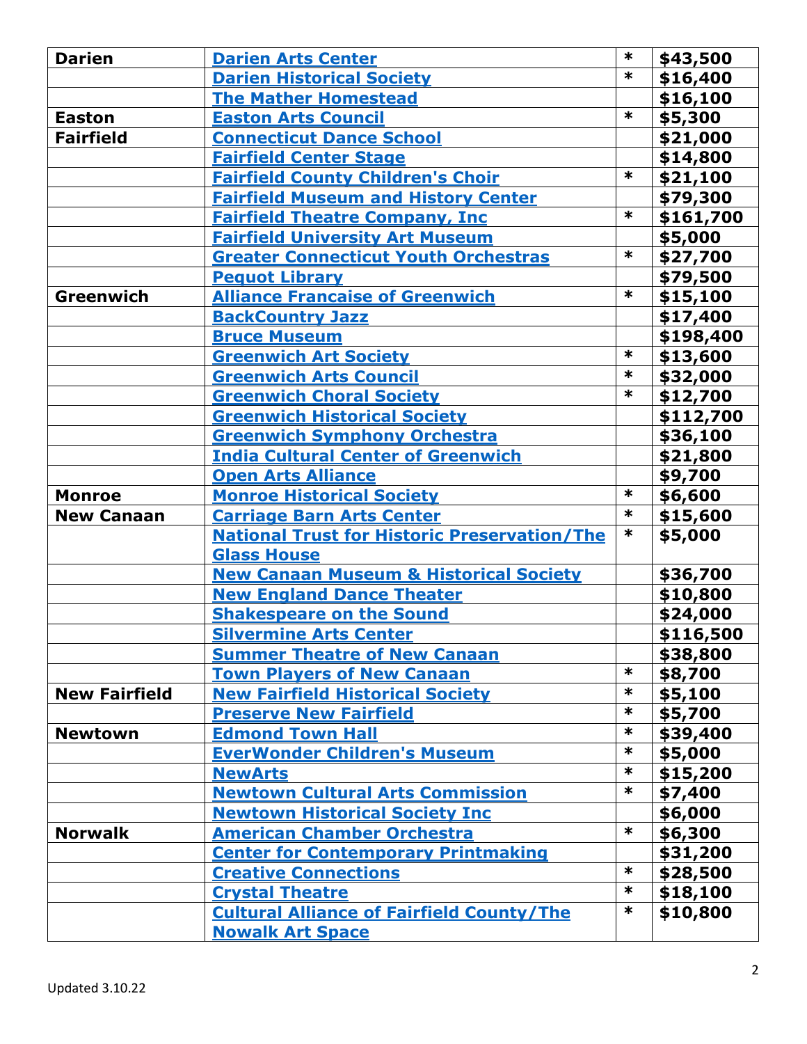| | | | |
|---|---|---|---|
| **Darien** | **Darien Arts Center** | * | **$43,500** |
| | **Darien Historical Society** | * | **$16,400** |
| | **The Mather Homestead** | | **$16,100** |
| **Easton** | **Easton Arts Council** | * | **$5,300** |
| **Fairfield** | **Connecticut Dance School** | | **$21,000** |
| | **Fairfield Center Stage** | | **$14,800** |
| | **Fairfield County Children's Choir** | * | **$21,100** |
| | **Fairfield Museum and History Center** | | **$79,300** |
| | **Fairfield Theatre Company, Inc** | * | **$161,700** |
| | **Fairfield University Art Museum** | | **$5,000** |
| | **Greater Connecticut Youth Orchestras** | * | **$27,700** |
| | **Pequot Library** | | **$79,500** |
| **Greenwich** | **Alliance Francaise of Greenwich** | * | **$15,100** |
| | **BackCountry Jazz** | | **$17,400** |
| | **Bruce Museum** | | **$198,400** |
| | **Greenwich Art Society** | * | **$13,600** |
| | **Greenwich Arts Council** | * | **$32,000** |
| | **Greenwich Choral Society** | * | **$12,700** |
| | **Greenwich Historical Society** | | **$112,700** |
| | **Greenwich Symphony Orchestra** | | **$36,100** |
| | **India Cultural Center of Greenwich** | | **$21,800** |
| | **Open Arts Alliance** | | **$9,700** |
| **Monroe** | **Monroe Historical Society** | * | **$6,600** |
| **New Canaan** | **Carriage Barn Arts Center** | * | **$15,600** |
| | **National Trust for Historic Preservation/The Glass House** | * | **$5,000** |
| | **New Canaan Museum & Historical Society** | | **$36,700** |
| | **New England Dance Theater** | | **$10,800** |
| | **Shakespeare on the Sound** | | **$24,000** |
| | **Silvermine Arts Center** | | **$116,500** |
| | **Summer Theatre of New Canaan** | | **$38,800** |
| | **Town Players of New Canaan** | * | **$8,700** |
| **New Fairfield** | **New Fairfield Historical Society** | * | **$5,100** |
| | **Preserve New Fairfield** | * | **$5,700** |
| **Newtown** | **Edmond Town Hall** | * | **$39,400** |
| | **EverWonder Children's Museum** | * | **$5,000** |
| | **NewArts** | * | **$15,200** |
| | **Newtown Cultural Arts Commission** | * | **$7,400** |
| | **Newtown Historical Society Inc** | | **$6,000** |
| **Norwalk** | **American Chamber Orchestra** | * | **$6,300** |
| | **Center for Contemporary Printmaking** | | **$31,200** |
| | **Creative Connections** | * | **$28,500** |
| | **Crystal Theatre** | * | **$18,100** |
| | **Cultural Alliance of Fairfield County/The Nowalk Art Space** | * | **$10,800** |

Updated 3.10.22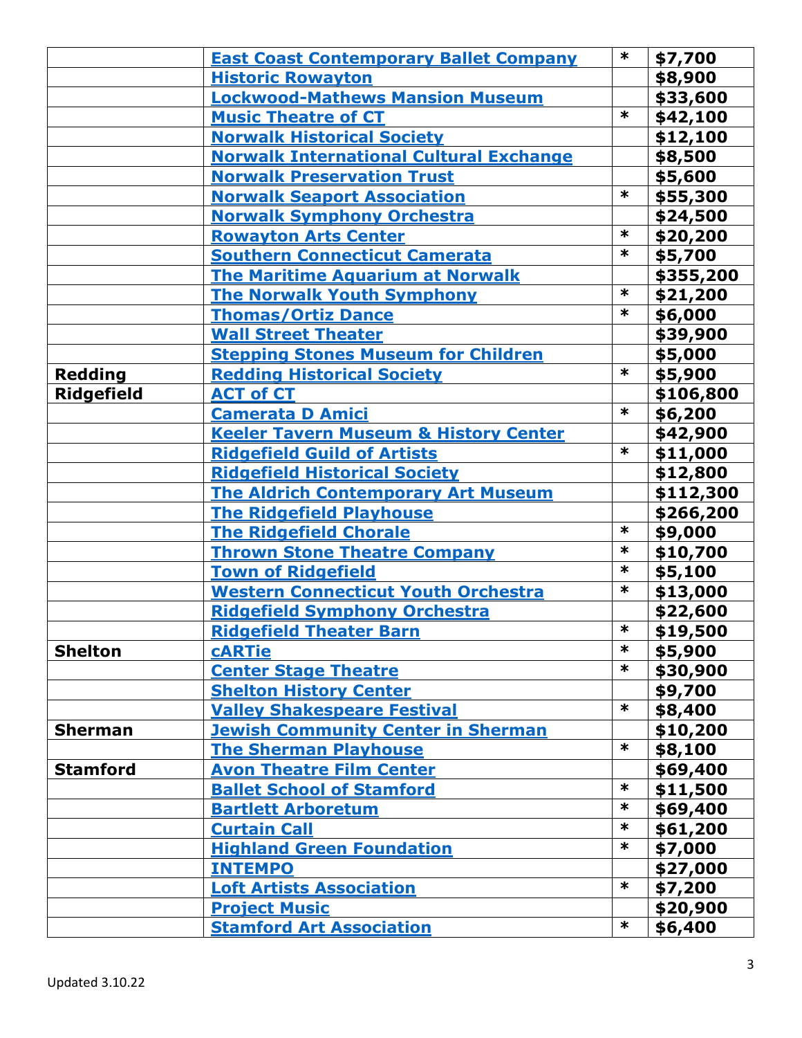| | | | |
|---|---|---|---|
| | East Coast Contemporary Ballet Company | * | $7,700 |
| | Historic Rowayton | | $8,900 |
| | Lockwood-Mathews Mansion Museum | | $33,600 |
| | Music Theatre of CT | * | $42,100 |
| | Norwalk Historical Society | | $12,100 |
| | Norwalk International Cultural Exchange | | $8,500 |
| | Norwalk Preservation Trust | | $5,600 |
| | Norwalk Seaport Association | * | $55,300 |
| | Norwalk Symphony Orchestra | | $24,500 |
| | Rowayton Arts Center | * | $20,200 |
| | Southern Connecticut Camerata | * | $5,700 |
| | The Maritime Aquarium at Norwalk | | $355,200 |
| | The Norwalk Youth Symphony | * | $21,200 |
| | Thomas/Ortiz Dance | * | $6,000 |
| | Wall Street Theater | | $39,900 |
| | Stepping Stones Museum for Children | | $5,000 |
| **Redding** | Redding Historical Society | * | $5,900 |
| **Ridgefield** | ACT of CT | | $106,800 |
| | Camerata D Amici | * | $6,200 |
| | Keeler Tavern Museum & History Center | | $42,900 |
| | Ridgefield Guild of Artists | * | $11,000 |
| | Ridgefield Historical Society | | $12,800 |
| | The Aldrich Contemporary Art Museum | | $112,300 |
| | The Ridgefield Playhouse | | $266,200 |
| | The Ridgefield Chorale | * | $9,000 |
| | Thrown Stone Theatre Company | * | $10,700 |
| | Town of Ridgefield | * | $5,100 |
| | Western Connecticut Youth Orchestra | * | $13,000 |
| | Ridgefield Symphony Orchestra | | $22,600 |
| | Ridgefield Theater Barn | * | $19,500 |
| **Shelton** | cARTie | * | $5,900 |
| | Center Stage Theatre | * | $30,900 |
| | Shelton History Center | | $9,700 |
| | Valley Shakespeare Festival | * | $8,400 |
| **Sherman** | Jewish Community Center in Sherman | | $10,200 |
| | The Sherman Playhouse | * | $8,100 |
| **Stamford** | Avon Theatre Film Center | | $69,400 |
| | Ballet School of Stamford | * | $11,500 |
| | Bartlett Arboretum | * | $69,400 |
| | Curtain Call | * | $61,200 |
| | Highland Green Foundation | * | $7,000 |
| | INTEMPO | | $27,000 |
| | Loft Artists Association | * | $7,200 |
| | Project Music | | $20,900 |
| | Stamford Art Association | * | $6,400 |

Updated 3.10.22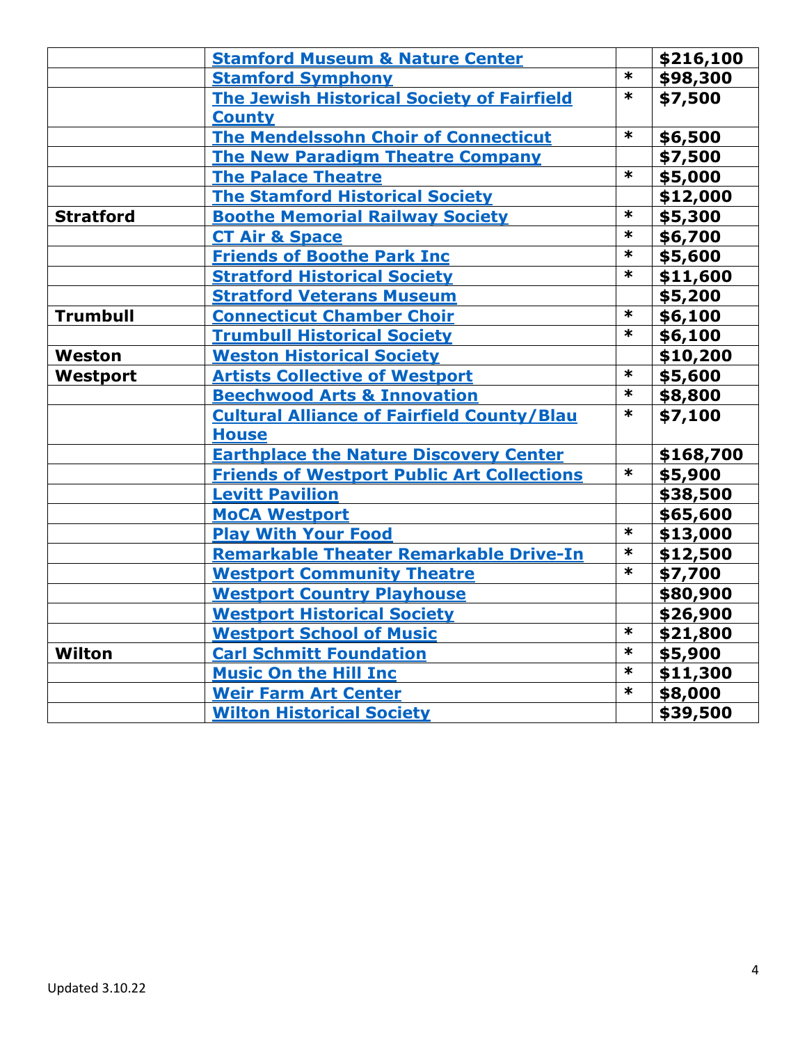| | | | |
|---|---|---|---|
| | **Stamford Museum & Nature Center** | | **$216,100** |
| | **Stamford Symphony** | * | **$98,300** |
| | **The Jewish Historical Society of Fairfield County** | * | **$7,500** |
| | **The Mendelssohn Choir of Connecticut** | * | **$6,500** |
| | **The New Paradigm Theatre Company** | | **$7,500** |
| | **The Palace Theatre** | * | **$5,000** |
| | **The Stamford Historical Society** | | **$12,000** |
| **Stratford** | **Boothe Memorial Railway Society** | * | **$5,300** |
| | **CT Air & Space** | * | **$6,700** |
| | **Friends of Boothe Park Inc** | * | **$5,600** |
| | **Stratford Historical Society** | * | **$11,600** |
| | **Stratford Veterans Museum** | | **$5,200** |
| **Trumbull** | **Connecticut Chamber Choir** | * | **$6,100** |
| | **Trumbull Historical Society** | * | **$6,100** |
| **Weston** | **Weston Historical Society** | | **$10,200** |
| **Westport** | **Artists Collective of Westport** | * | **$5,600** |
| | **Beechwood Arts & Innovation** | * | **$8,800** |
| | **Cultural Alliance of Fairfield County/Blau House** | * | **$7,100** |
| | **Earthplace the Nature Discovery Center** | | **$168,700** |
| | **Friends of Westport Public Art Collections** | * | **$5,900** |
| | **Levitt Pavilion** | | **$38,500** |
| | **MoCA Westport** | | **$65,600** |
| | **Play With Your Food** | * | **$13,000** |
| | **Remarkable Theater Remarkable Drive-In** | * | **$12,500** |
| | **Westport Community Theatre** | * | **$7,700** |
| | **Westport Country Playhouse** | | **$80,900** |
| | **Westport Historical Society** | | **$26,900** |
| | **Westport School of Music** | * | **$21,800** |
| **Wilton** | **Carl Schmitt Foundation** | * | **$5,900** |
| | **Music On the Hill Inc** | * | **$11,300** |
| | **Weir Farm Art Center** | * | **$8,000** |
| | **Wilton Historical Society** | | **$39,500** |

Updated 3.10.22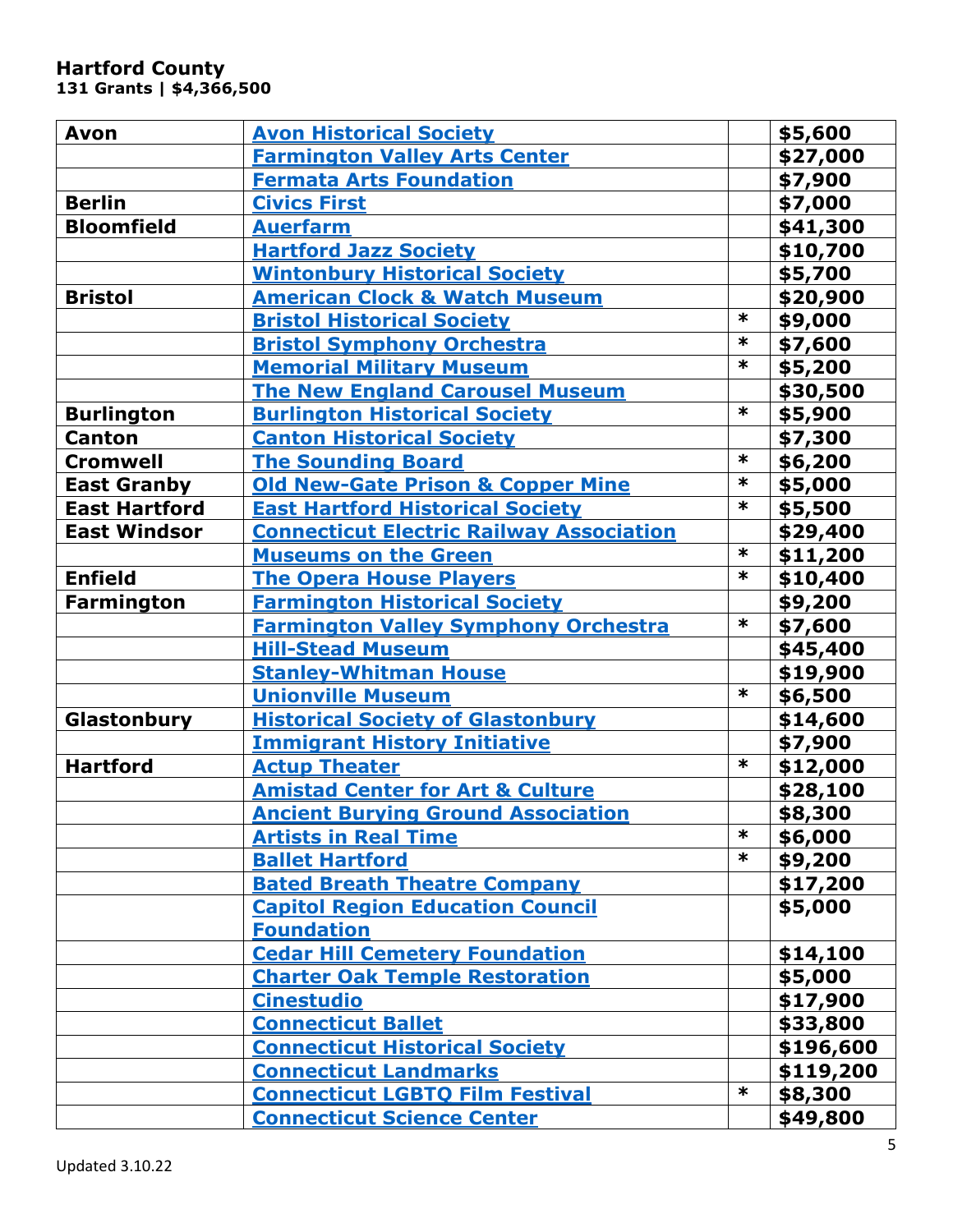**Hartford County**
**131 Grants | $4,366,500**

| | | | |
|---|---|---|---|
| **Avon** | **Avon Historical Society** | | **$5,600** |
| | **Farmington Valley Arts Center** | | **$27,000** |
| | **Fermata Arts Foundation** | | **$7,900** |
| **Berlin** | **Civics First** | | **$7,000** |
| **Bloomfield** | **Auerfarm** | | **$41,300** |
| | **Hartford Jazz Society** | | **$10,700** |
| | **Wintonbury Historical Society** | | **$5,700** |
| **Bristol** | **American Clock & Watch Museum** | | **$20,900** |
| | **Bristol Historical Society** | * | **$9,000** |
| | **Bristol Symphony Orchestra** | * | **$7,600** |
| | **Memorial Military Museum** | * | **$5,200** |
| | **The New England Carousel Museum** | | **$30,500** |
| **Burlington** | **Burlington Historical Society** | * | **$5,900** |
| **Canton** | **Canton Historical Society** | | **$7,300** |
| **Cromwell** | **The Sounding Board** | * | **$6,200** |
| **East Granby** | **Old New-Gate Prison & Copper Mine** | * | **$5,000** |
| **East Hartford** | **East Hartford Historical Society** | * | **$5,500** |
| **East Windsor** | **Connecticut Electric Railway Association** | | **$29,400** |
| | **Museums on the Green** | * | **$11,200** |
| **Enfield** | **The Opera House Players** | * | **$10,400** |
| **Farmington** | **Farmington Historical Society** | | **$9,200** |
| | **Farmington Valley Symphony Orchestra** | * | **$7,600** |
| | **Hill-Stead Museum** | | **$45,400** |
| | **Stanley-Whitman House** | | **$19,900** |
| | **Unionville Museum** | * | **$6,500** |
| **Glastonbury** | **Historical Society of Glastonbury** | | **$14,600** |
| | **Immigrant History Initiative** | | **$7,900** |
| **Hartford** | **Actup Theater** | * | **$12,000** |
| | **Amistad Center for Art & Culture** | | **$28,100** |
| | **Ancient Burying Ground Association** | | **$8,300** |
| | **Artists in Real Time** | * | **$6,000** |
| | **Ballet Hartford** | * | **$9,200** |
| | **Bated Breath Theatre Company** | | **$17,200** |
| | **Capitol Region Education Council Foundation** | | **$5,000** |
| | **Cedar Hill Cemetery Foundation** | | **$14,100** |
| | **Charter Oak Temple Restoration** | | **$5,000** |
| | **Cinestudio** | | **$17,900** |
| | **Connecticut Ballet** | | **$33,800** |
| | **Connecticut Historical Society** | | **$196,600** |
| | **Connecticut Landmarks** | | **$119,200** |
| | **Connecticut LGBTQ Film Festival** | * | **$8,300** |
| | **Connecticut Science Center** | | **$49,800** |

Updated 3.10.22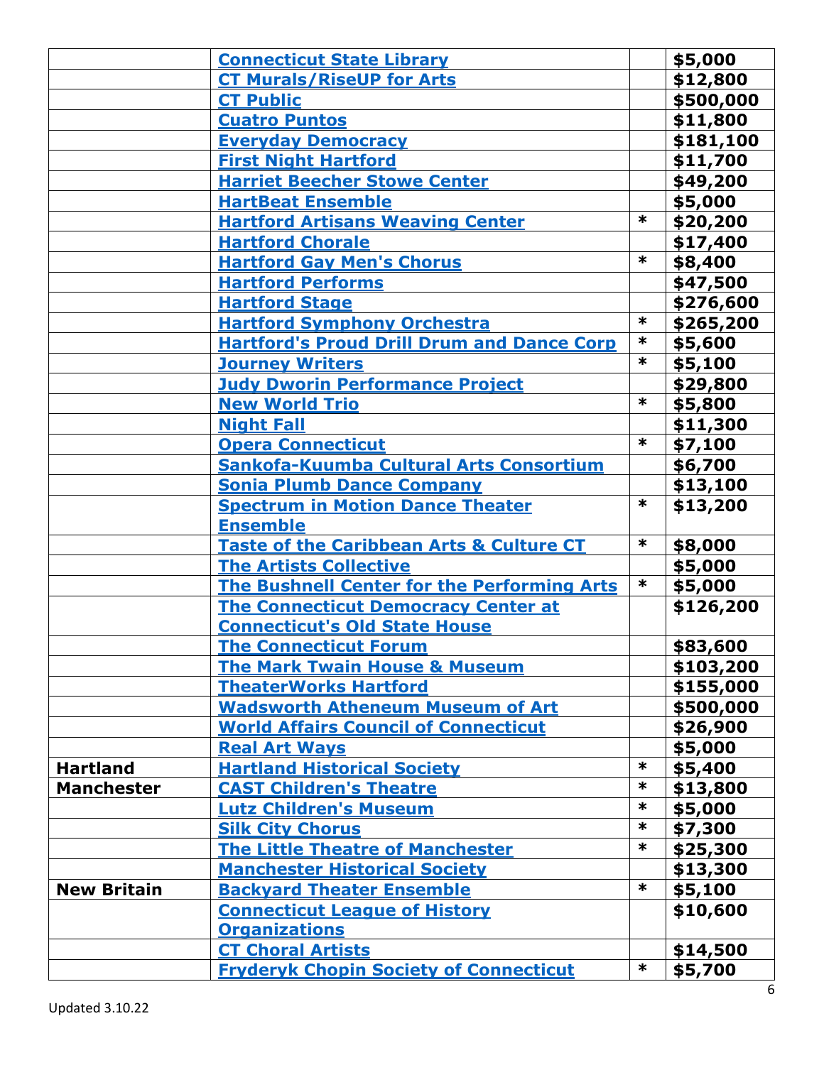| | | | |
|---|---|---|---|
| | Connecticut State Library | | $5,000 |
| | CT Murals/RiseUP for Arts | | $12,800 |
| | CT Public | | $500,000 |
| | Cuatro Puntos | | $11,800 |
| | Everyday Democracy | | $181,100 |
| | First Night Hartford | | $11,700 |
| | Harriet Beecher Stowe Center | | $49,200 |
| | HartBeat Ensemble | | $5,000 |
| | Hartford Artisans Weaving Center | * | $20,200 |
| | Hartford Chorale | | $17,400 |
| | Hartford Gay Men's Chorus | * | $8,400 |
| | Hartford Performs | | $47,500 |
| | Hartford Stage | | $276,600 |
| | Hartford Symphony Orchestra | * | $265,200 |
| | Hartford's Proud Drill Drum and Dance Corp | * | $5,600 |
| | Journey Writers | * | $5,100 |
| | Judy Dworin Performance Project | | $29,800 |
| | New World Trio | * | $5,800 |
| | Night Fall | | $11,300 |
| | Opera Connecticut | * | $7,100 |
| | Sankofa-Kuumba Cultural Arts Consortium | | $6,700 |
| | Sonia Plumb Dance Company | | $13,100 |
| | Spectrum in Motion Dance Theater Ensemble | * | $13,200 |
| | Taste of the Caribbean Arts & Culture CT | * | $8,000 |
| | The Artists Collective | | $5,000 |
| | The Bushnell Center for the Performing Arts | * | $5,000 |
| | The Connecticut Democracy Center at Connecticut's Old State House | | $126,200 |
| | The Connecticut Forum | | $83,600 |
| | The Mark Twain House & Museum | | $103,200 |
| | TheaterWorks Hartford | | $155,000 |
| | Wadsworth Atheneum Museum of Art | | $500,000 |
| | World Affairs Council of Connecticut | | $26,900 |
| | Real Art Ways | | $5,000 |
| **Hartland** | Hartland Historical Society | * | $5,400 |
| **Manchester** | CAST Children's Theatre | * | $13,800 |
| | Lutz Children's Museum | * | $5,000 |
| | Silk City Chorus | * | $7,300 |
| | The Little Theatre of Manchester | * | $25,300 |
| | Manchester Historical Society | | $13,300 |
| **New Britain** | Backyard Theater Ensemble | * | $5,100 |
| | Connecticut League of History Organizations | | $10,600 |
| | CT Choral Artists | | $14,500 |
| | Fryderyk Chopin Society of Connecticut | * | $5,700 |

Updated 3.10.22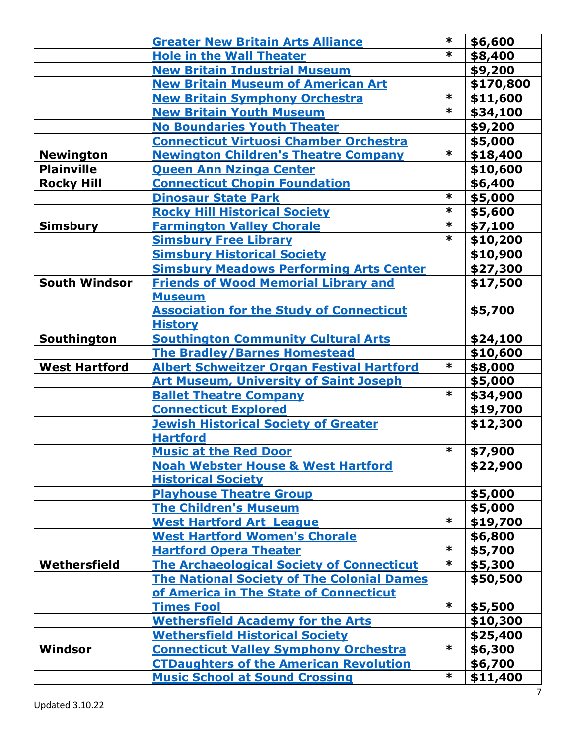| | | | |
|---|---|---|---|
| | Greater New Britain Arts Alliance | * | $6,600 |
| | Hole in the Wall Theater | * | $8,400 |
| | New Britain Industrial Museum | | $9,200 |
| | New Britain Museum of American Art | | $170,800 |
| | New Britain Symphony Orchestra | * | $11,600 |
| | New Britain Youth Museum | * | $34,100 |
| | No Boundaries Youth Theater | | $9,200 |
| | Connecticut Virtuosi Chamber Orchestra | | $5,000 |
| **Newington** | Newington Children's Theatre Company | * | $18,400 |
| **Plainville** | Queen Ann Nzinga Center | | $10,600 |
| **Rocky Hill** | Connecticut Chopin Foundation | | $6,400 |
| | Dinosaur State Park | * | $5,000 |
| | Rocky Hill Historical Society | * | $5,600 |
| **Simsbury** | Farmington Valley Chorale | * | $7,100 |
| | Simsbury Free Library | * | $10,200 |
| | Simsbury Historical Society | | $10,900 |
| | Simsbury Meadows Performing Arts Center | | $27,300 |
| **South Windsor** | Friends of Wood Memorial Library and Museum | | $17,500 |
| | Association for the Study of Connecticut History | | $5,700 |
| **Southington** | Southington Community Cultural Arts | | $24,100 |
| | The Bradley/Barnes Homestead | | $10,600 |
| **West Hartford** | Albert Schweitzer Organ Festival Hartford | * | $8,000 |
| | Art Museum, University of Saint Joseph | | $5,000 |
| | Ballet Theatre Company | * | $34,900 |
| | Connecticut Explored | | $19,700 |
| | Jewish Historical Society of Greater Hartford | | $12,300 |
| | Music at the Red Door | * | $7,900 |
| | Noah Webster House & West Hartford Historical Society | | $22,900 |
| | Playhouse Theatre Group | | $5,000 |
| | The Children's Museum | | $5,000 |
| | West Hartford Art League | * | $19,700 |
| | West Hartford Women's Chorale | | $6,800 |
| | Hartford Opera Theater | * | $5,700 |
| **Wethersfield** | The Archaeological Society of Connecticut | * | $5,300 |
| | The National Society of The Colonial Dames of America in The State of Connecticut | | $50,500 |
| | Times Fool | * | $5,500 |
| | Wethersfield Academy for the Arts | | $10,300 |
| | Wethersfield Historical Society | | $25,400 |
| **Windsor** | Connecticut Valley Symphony Orchestra | * | $6,300 |
| | CTDaughters of the American Revolution | | $6,700 |
| | Music School at Sound Crossing | * | $11,400 |

Updated 3.10.22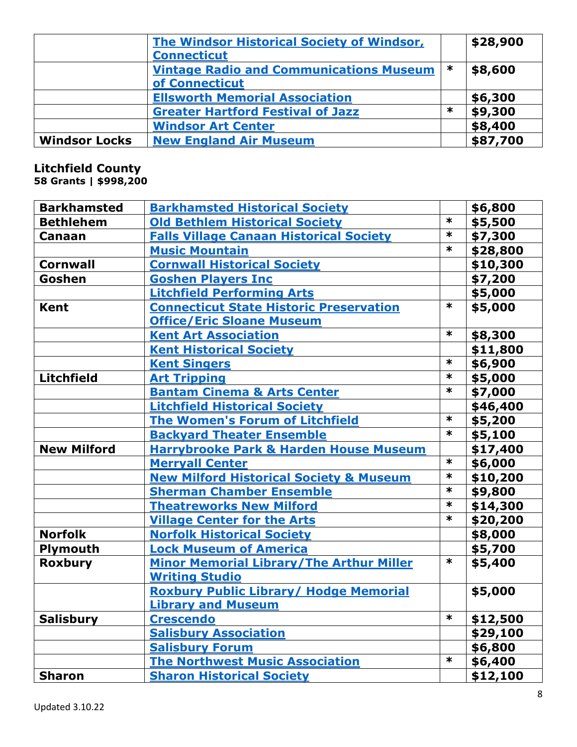| | | | |
|---|---|---|---|
| | The Windsor Historical Society of Windsor, Connecticut | | $28,900 |
| | Vintage Radio and Communications Museum of Connecticut | * | $8,600 |
| | Ellsworth Memorial Association | | $6,300 |
| | Greater Hartford Festival of Jazz | * | $9,300 |
| | Windsor Art Center | | $8,400 |
| Windsor Locks | New England Air Museum | | $87,700 |

**Litchfield County**
**58 Grants | $998,200**

| | | | |
|---|---|---|---|
| Barkhamsted | Barkhamsted Historical Society | | $6,800 |
| Bethlehem | Old Bethlem Historical Society | * | $5,500 |
| Canaan | Falls Village Canaan Historical Society | * | $7,300 |
| | Music Mountain | * | $28,800 |
| Cornwall | Cornwall Historical Society | | $10,300 |
| Goshen | Goshen Players Inc | | $7,200 |
| | Litchfield Performing Arts | | $5,000 |
| Kent | Connecticut State Historic Preservation Office/Eric Sloane Museum | * | $5,000 |
| | Kent Art Association | * | $8,300 |
| | Kent Historical Society | | $11,800 |
| | Kent Singers | * | $6,900 |
| Litchfield | Art Tripping | * | $5,000 |
| | Bantam Cinema & Arts Center | * | $7,000 |
| | Litchfield Historical Society | | $46,400 |
| | The Women's Forum of Litchfield | * | $5,200 |
| | Backyard Theater Ensemble | * | $5,100 |
| New Milford | Harrybrooke Park & Harden House Museum | | $17,400 |
| | Merryall Center | * | $6,000 |
| | New Milford Historical Society & Museum | * | $10,200 |
| | Sherman Chamber Ensemble | * | $9,800 |
| | Theatreworks New Milford | * | $14,300 |
| | Village Center for the Arts | * | $20,200 |
| Norfolk | Norfolk Historical Society | | $8,000 |
| Plymouth | Lock Museum of America | | $5,700 |
| Roxbury | Minor Memorial Library/The Arthur Miller Writing Studio | * | $5,400 |
| | Roxbury Public Library/ Hodge Memorial Library and Museum | | $5,000 |
| Salisbury | Crescendo | * | $12,500 |
| | Salisbury Association | | $29,100 |
| | Salisbury Forum | | $6,800 |
| | The Northwest Music Association | * | $6,400 |
| Sharon | Sharon Historical Society | | $12,100 |

Updated 3.10.22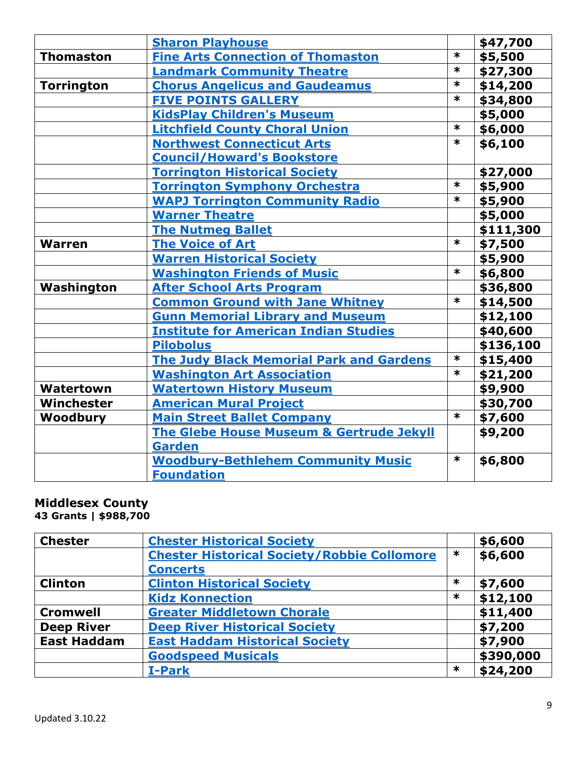| | | | |
|---|---|---|---|
| | Sharon Playhouse | | $47,700 |
| Thomaston | Fine Arts Connection of Thomaston | * | $5,500 |
| | Landmark Community Theatre | * | $27,300 |
| Torrington | Chorus Angelicus and Gaudeamus | * | $14,200 |
| | FIVE POINTS GALLERY | * | $34,800 |
| | KidsPlay Children's Museum | | $5,000 |
| | Litchfield County Choral Union | * | $6,000 |
| | Northwest Connecticut Arts Council/Howard's Bookstore | * | $6,100 |
| | Torrington Historical Society | | $27,000 |
| | Torrington Symphony Orchestra | * | $5,900 |
| | WAPJ Torrington Community Radio | * | $5,900 |
| | Warner Theatre | | $5,000 |
| | The Nutmeg Ballet | | $111,300 |
| Warren | The Voice of Art | * | $7,500 |
| | Warren Historical Society | | $5,900 |
| | Washington Friends of Music | * | $6,800 |
| Washington | After School Arts Program | | $36,800 |
| | Common Ground with Jane Whitney | * | $14,500 |
| | Gunn Memorial Library and Museum | | $12,100 |
| | Institute for American Indian Studies | | $40,600 |
| | Pilobolus | | $136,100 |
| | The Judy Black Memorial Park and Gardens | * | $15,400 |
| | Washington Art Association | * | $21,200 |
| Watertown | Watertown History Museum | | $9,900 |
| Winchester | American Mural Project | | $30,700 |
| Woodbury | Main Street Ballet Company | * | $7,600 |
| | The Glebe House Museum & Gertrude Jekyll Garden | | $9,200 |
| | Woodbury-Bethlehem Community Music Foundation | * | $6,800 |

## Middlesex County

**43 Grants | $988,700**

| | | | |
|---|---|---|---|
| Chester | Chester Historical Society | | $6,600 |
| | Chester Historical Society/Robbie Collomore Concerts | * | $6,600 |
| Clinton | Clinton Historical Society | * | $7,600 |
| | Kidz Konnection | * | $12,100 |
| Cromwell | Greater Middletown Chorale | | $11,400 |
| Deep River | Deep River Historical Society | | $7,200 |
| East Haddam | East Haddam Historical Society | | $7,900 |
| | Goodspeed Musicals | | $390,000 |
| | I-Park | * | $24,200 |

Updated 3.10.22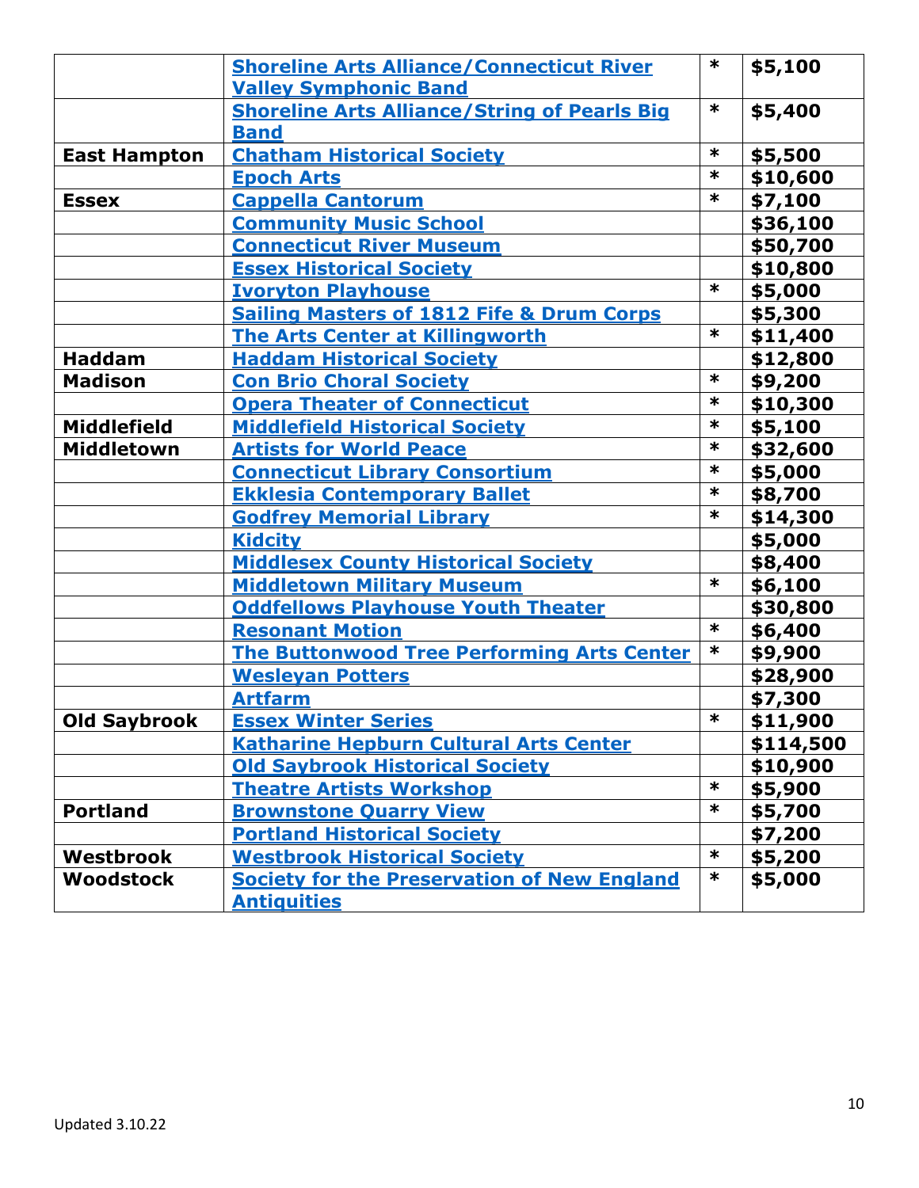| | | | |
|---|---|---|---|
| | Shoreline Arts Alliance/Connecticut River Valley Symphonic Band | * | $5,100 |
| | Shoreline Arts Alliance/String of Pearls Big Band | * | $5,400 |
| **East Hampton** | Chatham Historical Society | * | $5,500 |
| | Epoch Arts | * | $10,600 |
| **Essex** | Cappella Cantorum | * | $7,100 |
| | Community Music School | | $36,100 |
| | Connecticut River Museum | | $50,700 |
| | Essex Historical Society | | $10,800 |
| | Ivoryton Playhouse | * | $5,000 |
| | Sailing Masters of 1812 Fife & Drum Corps | | $5,300 |
| | The Arts Center at Killingworth | * | $11,400 |
| **Haddam** | Haddam Historical Society | | $12,800 |
| **Madison** | Con Brio Choral Society | * | $9,200 |
| | Opera Theater of Connecticut | * | $10,300 |
| **Middlefield** | Middlefield Historical Society | * | $5,100 |
| **Middletown** | Artists for World Peace | * | $32,600 |
| | Connecticut Library Consortium | * | $5,000 |
| | Ekklesia Contemporary Ballet | * | $8,700 |
| | Godfrey Memorial Library | * | $14,300 |
| | Kidcity | | $5,000 |
| | Middlesex County Historical Society | | $8,400 |
| | Middletown Military Museum | * | $6,100 |
| | Oddfellows Playhouse Youth Theater | | $30,800 |
| | Resonant Motion | * | $6,400 |
| | The Buttonwood Tree Performing Arts Center | * | $9,900 |
| | Wesleyan Potters | | $28,900 |
| | Artfarm | | $7,300 |
| **Old Saybrook** | Essex Winter Series | * | $11,900 |
| | Katharine Hepburn Cultural Arts Center | | $114,500 |
| | Old Saybrook Historical Society | | $10,900 |
| | Theatre Artists Workshop | * | $5,900 |
| **Portland** | Brownstone Quarry View | * | $5,700 |
| | Portland Historical Society | | $7,200 |
| **Westbrook** | Westbrook Historical Society | * | $5,200 |
| **Woodstock** | Society for the Preservation of New England Antiquities | * | $5,000 |

Updated 3.10.22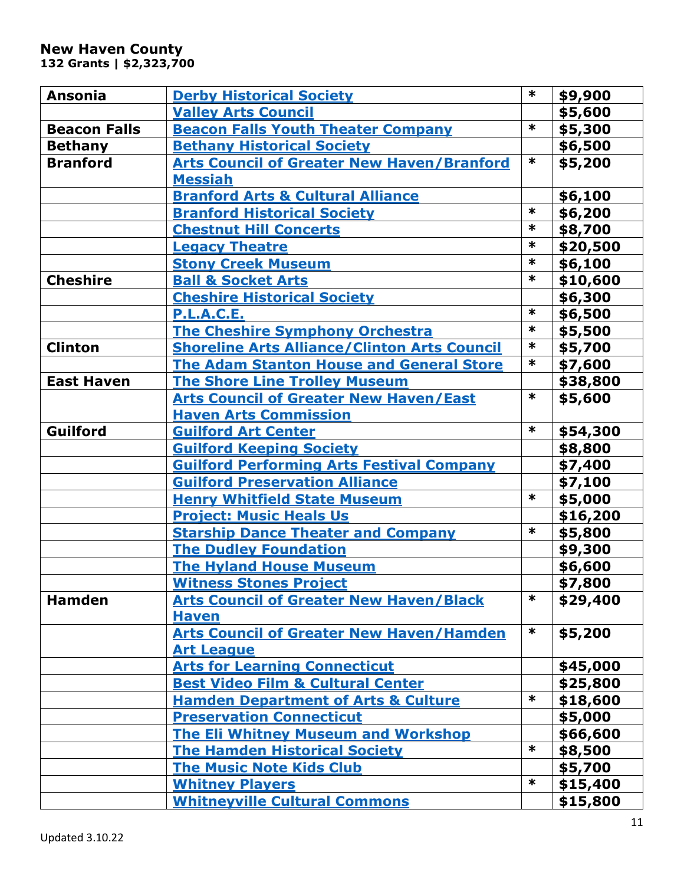**New Haven County**
**132 Grants | $2,323,700**

| | | | |
|---|---|---|---|
| **Ansonia** | **Derby Historical Society** | * | **$9,900** |
| | **Valley Arts Council** | | **$5,600** |
| **Beacon Falls** | **Beacon Falls Youth Theater Company** | * | **$5,300** |
| **Bethany** | **Bethany Historical Society** | | **$6,500** |
| **Branford** | **Arts Council of Greater New Haven/Branford Messiah** | * | **$5,200** |
| | **Branford Arts & Cultural Alliance** | | **$6,100** |
| | **Branford Historical Society** | * | **$6,200** |
| | **Chestnut Hill Concerts** | * | **$8,700** |
| | **Legacy Theatre** | * | **$20,500** |
| | **Stony Creek Museum** | * | **$6,100** |
| **Cheshire** | **Ball & Socket Arts** | * | **$10,600** |
| | **Cheshire Historical Society** | | **$6,300** |
| | **P.L.A.C.E.** | * | **$6,500** |
| | **The Cheshire Symphony Orchestra** | * | **$5,500** |
| **Clinton** | **Shoreline Arts Alliance/Clinton Arts Council** | * | **$5,700** |
| | **The Adam Stanton House and General Store** | * | **$7,600** |
| **East Haven** | **The Shore Line Trolley Museum** | | **$38,800** |
| | **Arts Council of Greater New Haven/East Haven Arts Commission** | * | **$5,600** |
| **Guilford** | **Guilford Art Center** | * | **$54,300** |
| | **Guilford Keeping Society** | | **$8,800** |
| | **Guilford Performing Arts Festival Company** | | **$7,400** |
| | **Guilford Preservation Alliance** | | **$7,100** |
| | **Henry Whitfield State Museum** | * | **$5,000** |
| | **Project: Music Heals Us** | | **$16,200** |
| | **Starship Dance Theater and Company** | * | **$5,800** |
| | **The Dudley Foundation** | | **$9,300** |
| | **The Hyland House Museum** | | **$6,600** |
| | **Witness Stones Project** | | **$7,800** |
| **Hamden** | **Arts Council of Greater New Haven/Black Haven** | * | **$29,400** |
| | **Arts Council of Greater New Haven/Hamden Art League** | * | **$5,200** |
| | **Arts for Learning Connecticut** | | **$45,000** |
| | **Best Video Film & Cultural Center** | | **$25,800** |
| | **Hamden Department of Arts & Culture** | * | **$18,600** |
| | **Preservation Connecticut** | | **$5,000** |
| | **The Eli Whitney Museum and Workshop** | | **$66,600** |
| | **The Hamden Historical Society** | * | **$8,500** |
| | **The Music Note Kids Club** | | **$5,700** |
| | **Whitney Players** | * | **$15,400** |
| | **Whitneyville Cultural Commons** | | **$15,800** |

Updated 3.10.22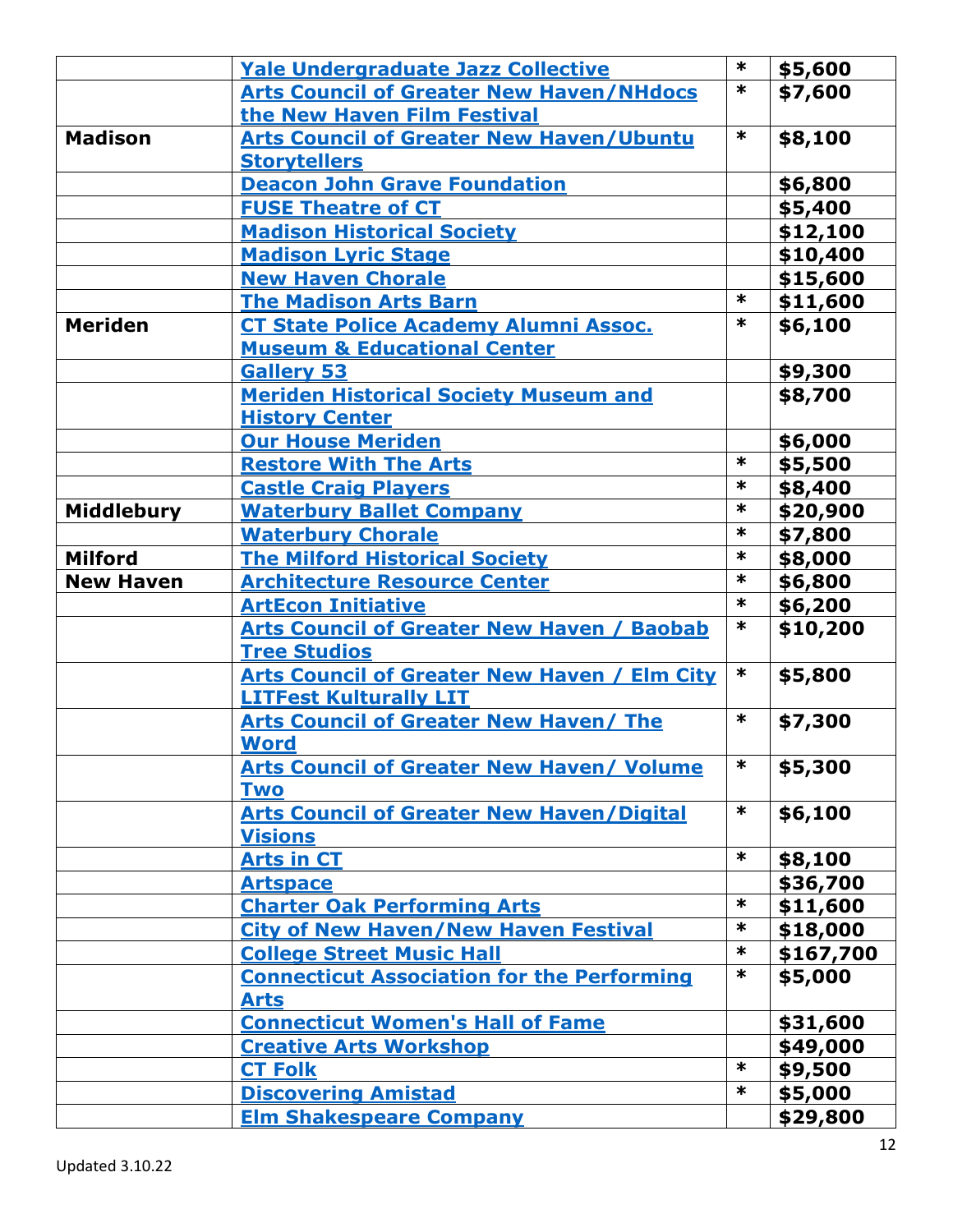| | | | |
|---|---|---|---|
| | Yale Undergraduate Jazz Collective | * | $5,600 |
| | Arts Council of Greater New Haven/NHdocs the New Haven Film Festival | * | $7,600 |
| Madison | Arts Council of Greater New Haven/Ubuntu Storytellers | * | $8,100 |
| | Deacon John Grave Foundation | | $6,800 |
| | FUSE Theatre of CT | | $5,400 |
| | Madison Historical Society | | $12,100 |
| | Madison Lyric Stage | | $10,400 |
| | New Haven Chorale | | $15,600 |
| | The Madison Arts Barn | * | $11,600 |
| Meriden | CT State Police Academy Alumni Assoc. Museum & Educational Center | * | $6,100 |
| | Gallery 53 | | $9,300 |
| | Meriden Historical Society Museum and History Center | | $8,700 |
| | Our House Meriden | | $6,000 |
| | Restore With The Arts | * | $5,500 |
| | Castle Craig Players | * | $8,400 |
| Middlebury | Waterbury Ballet Company | * | $20,900 |
| | Waterbury Chorale | * | $7,800 |
| Milford | The Milford Historical Society | * | $8,000 |
| New Haven | Architecture Resource Center | * | $6,800 |
| | ArtEcon Initiative | * | $6,200 |
| | Arts Council of Greater New Haven / Baobab Tree Studios | * | $10,200 |
| | Arts Council of Greater New Haven / Elm City LITFest Kulturally LIT | * | $5,800 |
| | Arts Council of Greater New Haven/ The Word | * | $7,300 |
| | Arts Council of Greater New Haven/ Volume Two | * | $5,300 |
| | Arts Council of Greater New Haven/Digital Visions | * | $6,100 |
| | Arts in CT | * | $8,100 |
| | Artspace | | $36,700 |
| | Charter Oak Performing Arts | * | $11,600 |
| | City of New Haven/New Haven Festival | * | $18,000 |
| | College Street Music Hall | * | $167,700 |
| | Connecticut Association for the Performing Arts | * | $5,000 |
| | Connecticut Women's Hall of Fame | | $31,600 |
| | Creative Arts Workshop | | $49,000 |
| | CT Folk | * | $9,500 |
| | Discovering Amistad | * | $5,000 |
| | Elm Shakespeare Company | | $29,800 |

Updated 3.10.22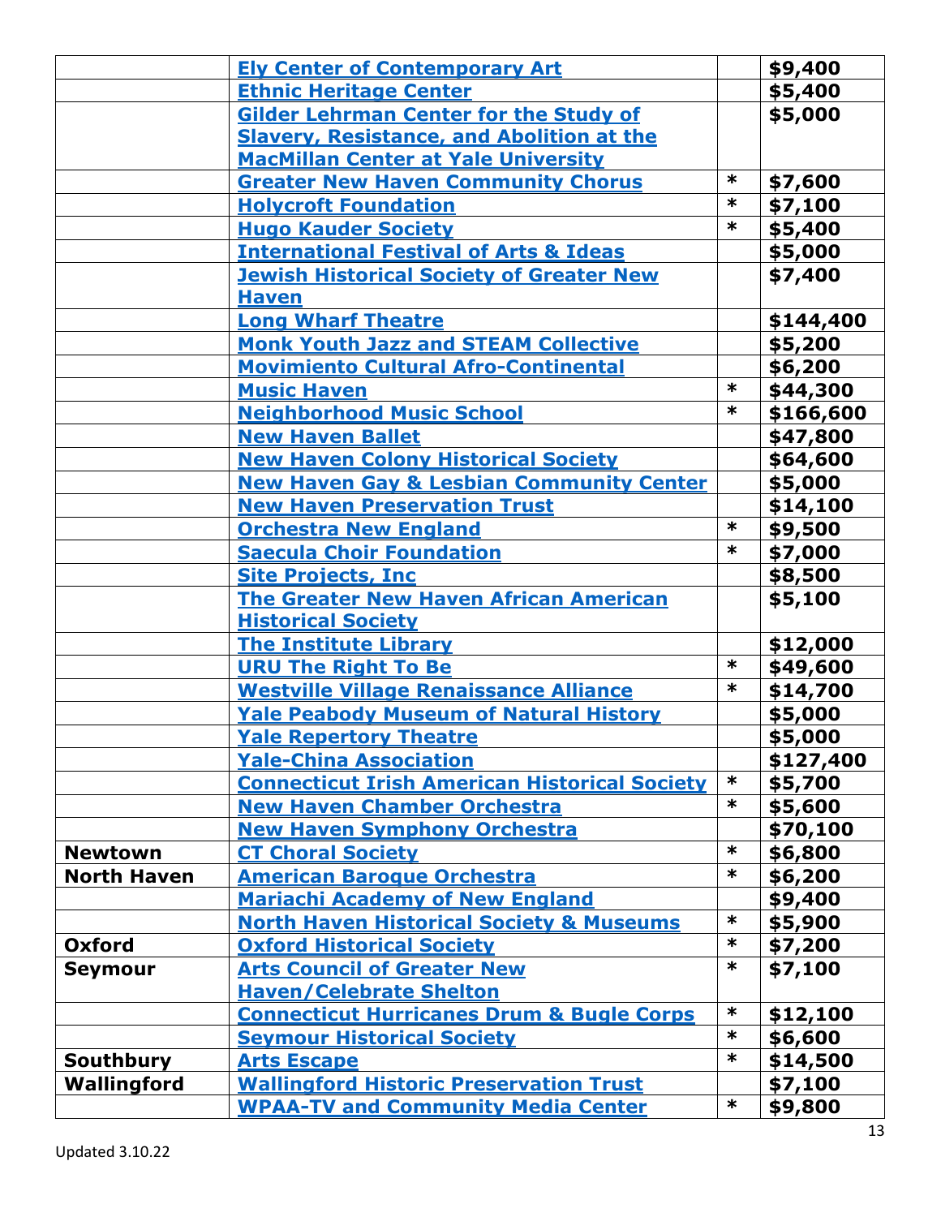| | | | |
|---|---|---|---|
| | **Ely Center of Contemporary Art** | | **$9,400** |
| | **Ethnic Heritage Center** | | **$5,400** |
| | **Gilder Lehrman Center for the Study of Slavery, Resistance, and Abolition at the MacMillan Center at Yale University** | | **$5,000** |
| | **Greater New Haven Community Chorus** | * | **$7,600** |
| | **Holycroft Foundation** | * | **$7,100** |
| | **Hugo Kauder Society** | * | **$5,400** |
| | **International Festival of Arts & Ideas** | | **$5,000** |
| | **Jewish Historical Society of Greater New Haven** | | **$7,400** |
| | **Long Wharf Theatre** | | **$144,400** |
| | **Monk Youth Jazz and STEAM Collective** | | **$5,200** |
| | **Movimiento Cultural Afro-Continental** | | **$6,200** |
| | **Music Haven** | * | **$44,300** |
| | **Neighborhood Music School** | * | **$166,600** |
| | **New Haven Ballet** | | **$47,800** |
| | **New Haven Colony Historical Society** | | **$64,600** |
| | **New Haven Gay & Lesbian Community Center** | | **$5,000** |
| | **New Haven Preservation Trust** | | **$14,100** |
| | **Orchestra New England** | * | **$9,500** |
| | **Saecula Choir Foundation** | * | **$7,000** |
| | **Site Projects, Inc** | | **$8,500** |
| | **The Greater New Haven African American Historical Society** | | **$5,100** |
| | **The Institute Library** | | **$12,000** |
| | **URU The Right To Be** | * | **$49,600** |
| | **Westville Village Renaissance Alliance** | * | **$14,700** |
| | **Yale Peabody Museum of Natural History** | | **$5,000** |
| | **Yale Repertory Theatre** | | **$5,000** |
| | **Yale-China Association** | | **$127,400** |
| | **Connecticut Irish American Historical Society** | * | **$5,700** |
| | **New Haven Chamber Orchestra** | * | **$5,600** |
| | **New Haven Symphony Orchestra** | | **$70,100** |
| **Newtown** | **CT Choral Society** | * | **$6,800** |
| **North Haven** | **American Baroque Orchestra** | * | **$6,200** |
| | **Mariachi Academy of New England** | | **$9,400** |
| | **North Haven Historical Society & Museums** | * | **$5,900** |
| **Oxford** | **Oxford Historical Society** | * | **$7,200** |
| **Seymour** | **Arts Council of Greater New Haven/Celebrate Shelton** | * | **$7,100** |
| | **Connecticut Hurricanes Drum & Bugle Corps** | * | **$12,100** |
| | **Seymour Historical Society** | * | **$6,600** |
| **Southbury** | **Arts Escape** | * | **$14,500** |
| **Wallingford** | **Wallingford Historic Preservation Trust** | | **$7,100** |
| | **WPAA-TV and Community Media Center** | * | **$9,800** |

Updated 3.10.22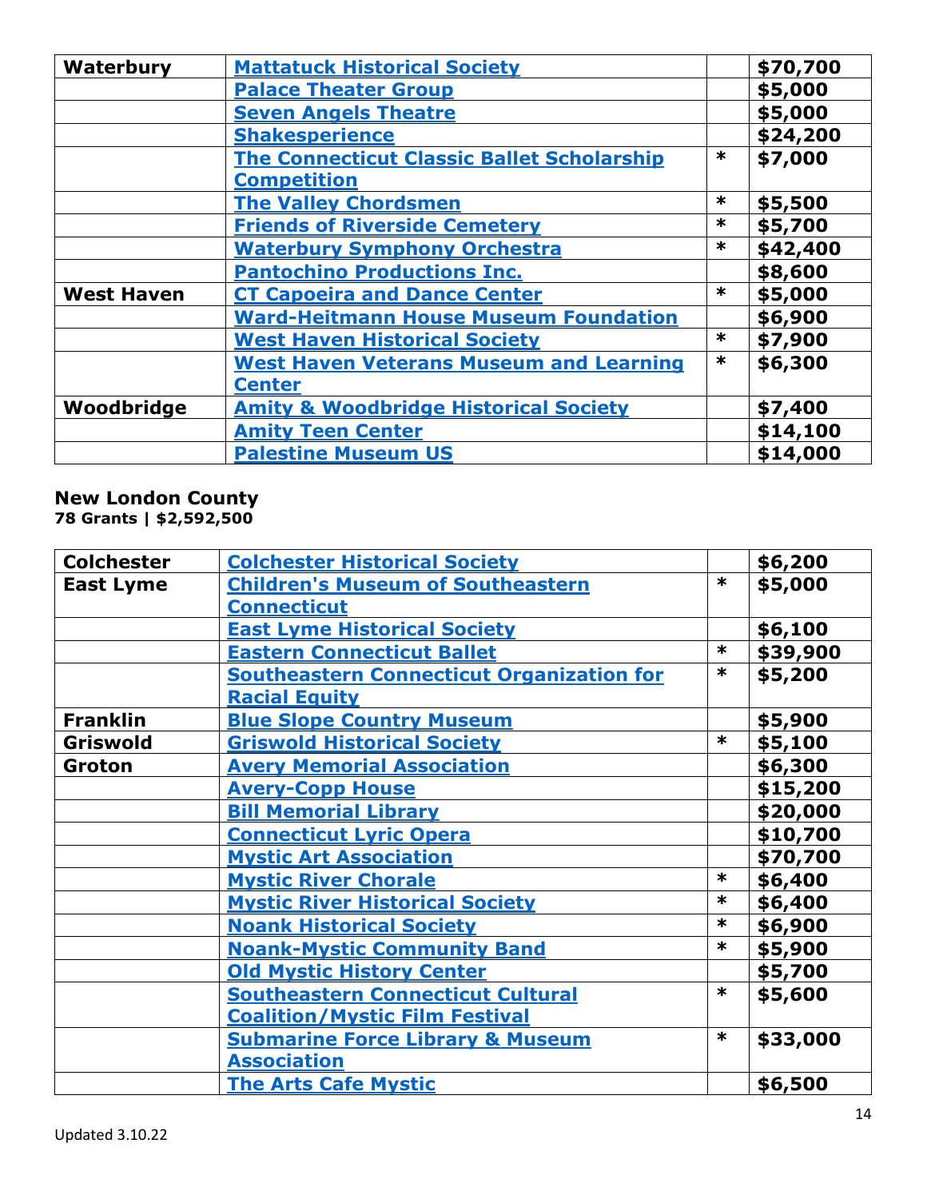| | | | |
|---|---|---|---|
| **Waterbury** | **Mattatuck Historical Society** | | **$70,700** |
| | **Palace Theater Group** | | **$5,000** |
| | **Seven Angels Theatre** | | **$5,000** |
| | **Shakesperience** | | **$24,200** |
| | **The Connecticut Classic Ballet Scholarship Competition** | * | **$7,000** |
| | **The Valley Chordsmen** | * | **$5,500** |
| | **Friends of Riverside Cemetery** | * | **$5,700** |
| | **Waterbury Symphony Orchestra** | * | **$42,400** |
| | **Pantochino Productions Inc.** | | **$8,600** |
| **West Haven** | **CT Capoeira and Dance Center** | * | **$5,000** |
| | **Ward-Heitmann House Museum Foundation** | | **$6,900** |
| | **West Haven Historical Society** | * | **$7,900** |
| | **West Haven Veterans Museum and Learning Center** | * | **$6,300** |
| **Woodbridge** | **Amity & Woodbridge Historical Society** | | **$7,400** |
| | **Amity Teen Center** | | **$14,100** |
| | **Palestine Museum US** | | **$14,000** |

## New London County

**78 Grants | $2,592,500**

| | | | |
|---|---|---|---|
| **Colchester** | **Colchester Historical Society** | | **$6,200** |
| **East Lyme** | **Children's Museum of Southeastern Connecticut** | * | **$5,000** |
| | **East Lyme Historical Society** | | **$6,100** |
| | **Eastern Connecticut Ballet** | * | **$39,900** |
| | **Southeastern Connecticut Organization for Racial Equity** | * | **$5,200** |
| **Franklin** | **Blue Slope Country Museum** | | **$5,900** |
| **Griswold** | **Griswold Historical Society** | * | **$5,100** |
| **Groton** | **Avery Memorial Association** | | **$6,300** |
| | **Avery-Copp House** | | **$15,200** |
| | **Bill Memorial Library** | | **$20,000** |
| | **Connecticut Lyric Opera** | | **$10,700** |
| | **Mystic Art Association** | | **$70,700** |
| | **Mystic River Chorale** | * | **$6,400** |
| | **Mystic River Historical Society** | * | **$6,400** |
| | **Noank Historical Society** | * | **$6,900** |
| | **Noank-Mystic Community Band** | * | **$5,900** |
| | **Old Mystic History Center** | | **$5,700** |
| | **Southeastern Connecticut Cultural Coalition/Mystic Film Festival** | * | **$5,600** |
| | **Submarine Force Library & Museum Association** | * | **$33,000** |
| | **The Arts Cafe Mystic** | | **$6,500** |

Updated 3.10.22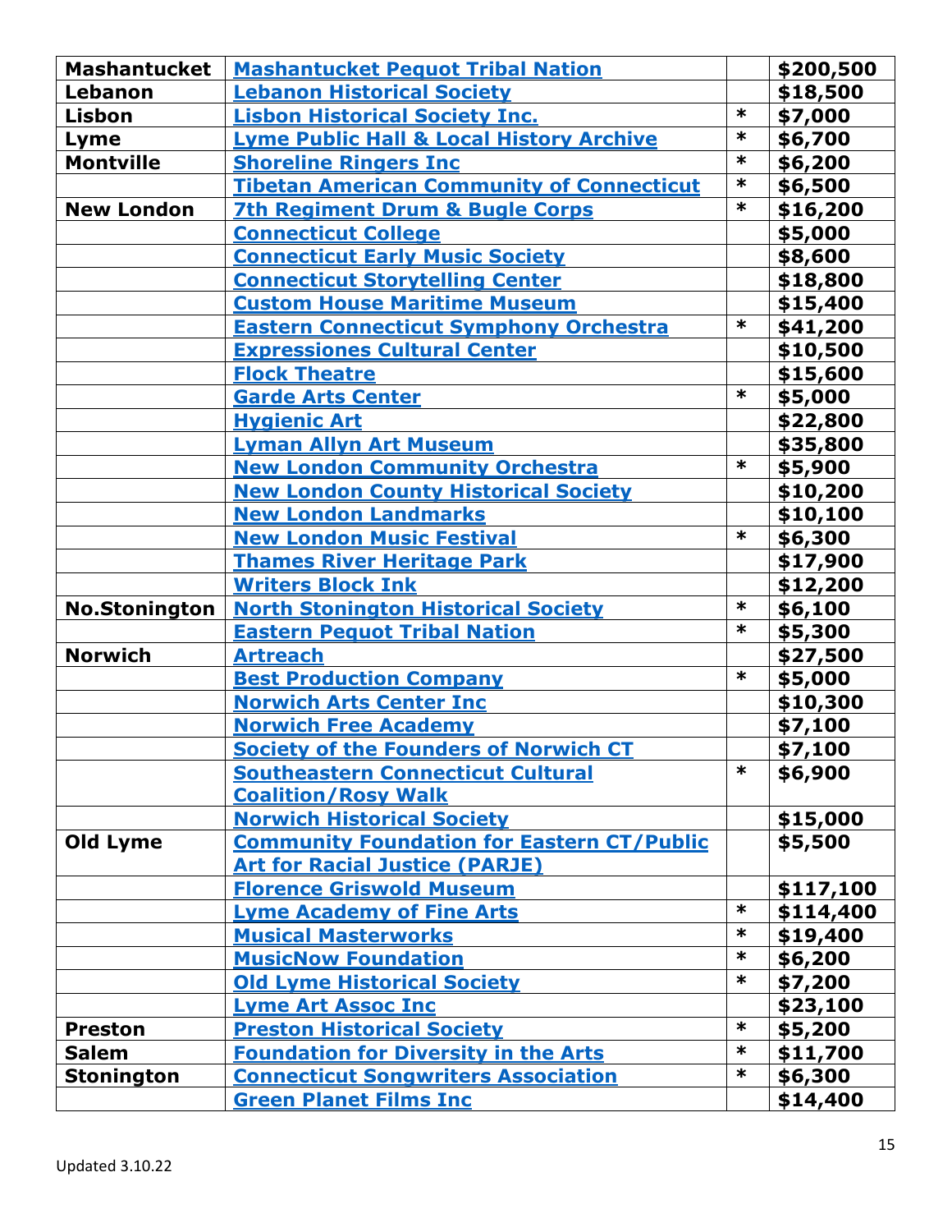| | | | |
|---|---|---|---|
| **Mashantucket** | **Mashantucket Pequot Tribal Nation** | | **$200,500** |
| **Lebanon** | **Lebanon Historical Society** | | **$18,500** |
| **Lisbon** | **Lisbon Historical Society Inc.** | * | **$7,000** |
| **Lyme** | **Lyme Public Hall & Local History Archive** | * | **$6,700** |
| **Montville** | **Shoreline Ringers Inc** | * | **$6,200** |
| | **Tibetan American Community of Connecticut** | * | **$6,500** |
| **New London** | **7th Regiment Drum & Bugle Corps** | * | **$16,200** |
| | **Connecticut College** | | **$5,000** |
| | **Connecticut Early Music Society** | | **$8,600** |
| | **Connecticut Storytelling Center** | | **$18,800** |
| | **Custom House Maritime Museum** | | **$15,400** |
| | **Eastern Connecticut Symphony Orchestra** | * | **$41,200** |
| | **Expressiones Cultural Center** | | **$10,500** |
| | **Flock Theatre** | | **$15,600** |
| | **Garde Arts Center** | * | **$5,000** |
| | **Hygienic Art** | | **$22,800** |
| | **Lyman Allyn Art Museum** | | **$35,800** |
| | **New London Community Orchestra** | * | **$5,900** |
| | **New London County Historical Society** | | **$10,200** |
| | **New London Landmarks** | | **$10,100** |
| | **New London Music Festival** | * | **$6,300** |
| | **Thames River Heritage Park** | | **$17,900** |
| | **Writers Block Ink** | | **$12,200** |
| **No.Stonington** | **North Stonington Historical Society** | * | **$6,100** |
| | **Eastern Pequot Tribal Nation** | * | **$5,300** |
| **Norwich** | **Artreach** | | **$27,500** |
| | **Best Production Company** | * | **$5,000** |
| | **Norwich Arts Center Inc** | | **$10,300** |
| | **Norwich Free Academy** | | **$7,100** |
| | **Society of the Founders of Norwich CT** | | **$7,100** |
| | **Southeastern Connecticut Cultural Coalition/Rosy Walk** | * | **$6,900** |
| | **Norwich Historical Society** | | **$15,000** |
| **Old Lyme** | **Community Foundation for Eastern CT/Public Art for Racial Justice (PARJE)** | | **$5,500** |
| | **Florence Griswold Museum** | | **$117,100** |
| | **Lyme Academy of Fine Arts** | * | **$114,400** |
| | **Musical Masterworks** | * | **$19,400** |
| | **MusicNow Foundation** | * | **$6,200** |
| | **Old Lyme Historical Society** | * | **$7,200** |
| | **Lyme Art Assoc Inc** | | **$23,100** |
| **Preston** | **Preston Historical Society** | * | **$5,200** |
| **Salem** | **Foundation for Diversity in the Arts** | * | **$11,700** |
| **Stonington** | **Connecticut Songwriters Association** | * | **$6,300** |
| | **Green Planet Films Inc** | | **$14,400** |

Updated 3.10.22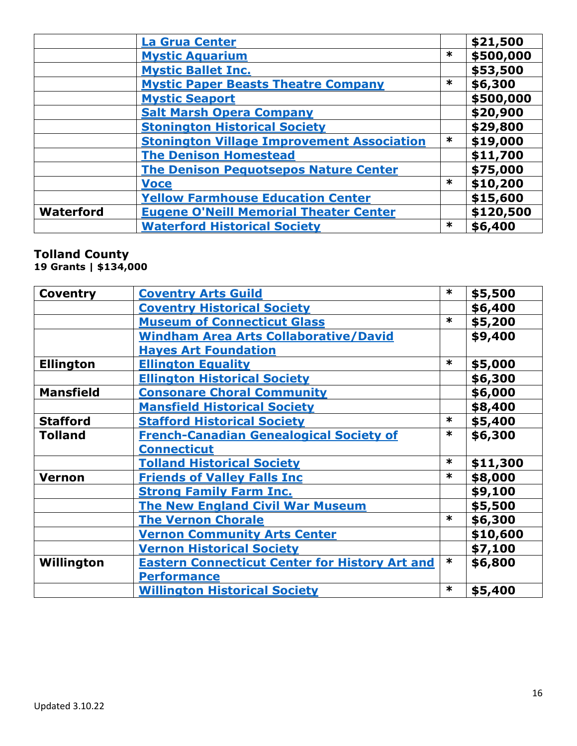| | | | |
|---|---|---|---|
| | La Grua Center | | $21,500 |
| | Mystic Aquarium | * | $500,000 |
| | Mystic Ballet Inc. | | $53,500 |
| | Mystic Paper Beasts Theatre Company | * | $6,300 |
| | Mystic Seaport | | $500,000 |
| | Salt Marsh Opera Company | | $20,900 |
| | Stonington Historical Society | | $29,800 |
| | Stonington Village Improvement Association | * | $19,000 |
| | The Denison Homestead | | $11,700 |
| | The Denison Pequotsepos Nature Center | | $75,000 |
| | Voce | * | $10,200 |
| | Yellow Farmhouse Education Center | | $15,600 |
| **Waterford** | Eugene O'Neill Memorial Theater Center | | $120,500 |
| | Waterford Historical Society | * | $6,400 |

**Tolland County**
**19 Grants | $134,000**

| | | | |
|---|---|---|---|
| **Coventry** | Coventry Arts Guild | * | $5,500 |
| | Coventry Historical Society | | $6,400 |
| | Museum of Connecticut Glass | * | $5,200 |
| | Windham Area Arts Collaborative/David Hayes Art Foundation | | $9,400 |
| **Ellington** | Ellington Equality | * | $5,000 |
| | Ellington Historical Society | | $6,300 |
| **Mansfield** | Consonare Choral Community | | $6,000 |
| | Mansfield Historical Society | | $8,400 |
| **Stafford** | Stafford Historical Society | * | $5,400 |
| **Tolland** | French-Canadian Genealogical Society of Connecticut | * | $6,300 |
| | Tolland Historical Society | * | $11,300 |
| **Vernon** | Friends of Valley Falls Inc | * | $8,000 |
| | Strong Family Farm Inc. | | $9,100 |
| | The New England Civil War Museum | | $5,500 |
| | The Vernon Chorale | * | $6,300 |
| | Vernon Community Arts Center | | $10,600 |
| | Vernon Historical Society | | $7,100 |
| **Willington** | Eastern Connecticut Center for History Art and Performance | * | $6,800 |
| | Willington Historical Society | * | $5,400 |

Updated 3.10.22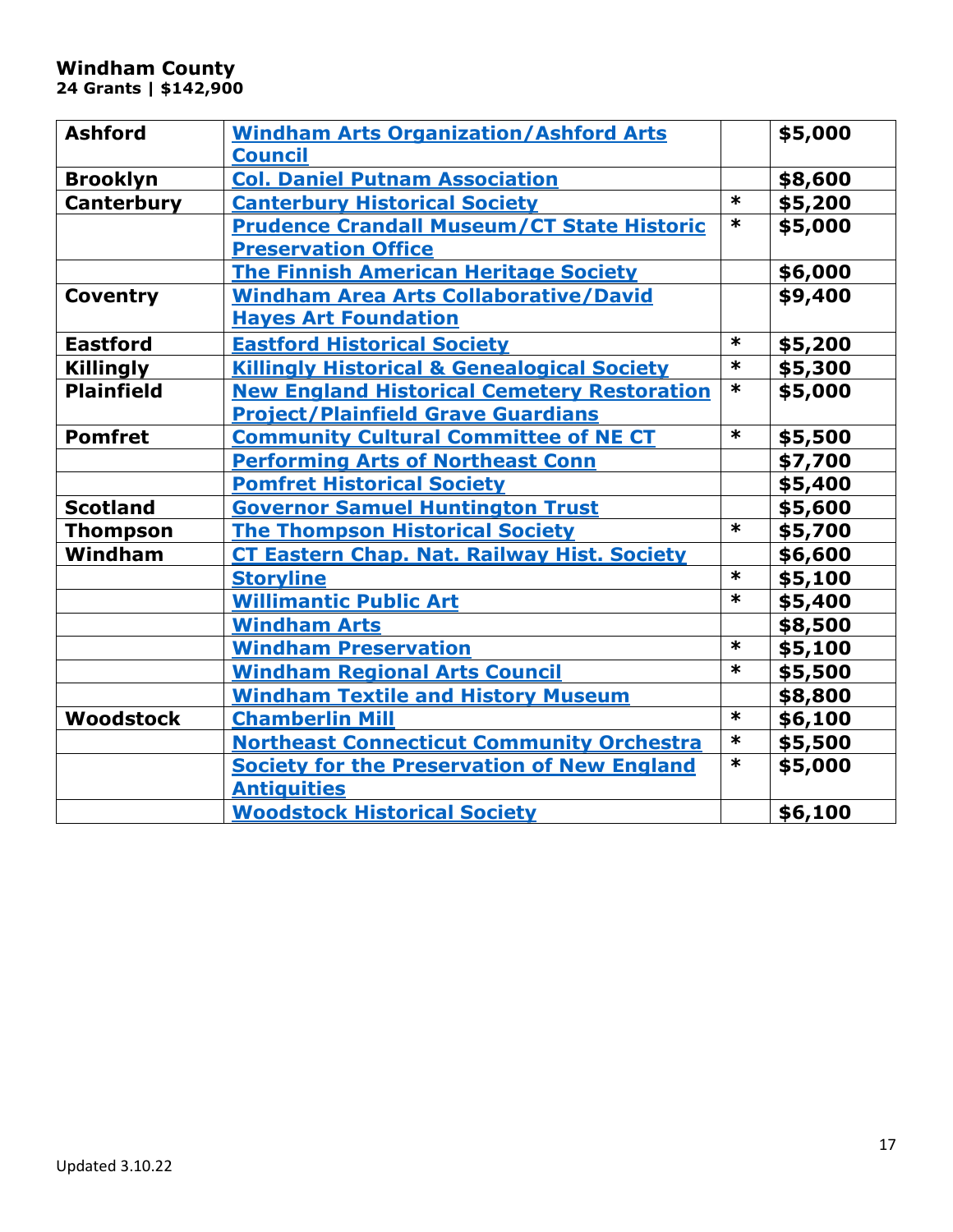## Windham County

**24 Grants | $142,900**

| | | | |
|---|---|---|---|
| **Ashford** | **Windham Arts Organization/Ashford Arts Council** | | **$5,000** |
| **Brooklyn** | **Col. Daniel Putnam Association** | | **$8,600** |
| **Canterbury** | **Canterbury Historical Society** | * | **$5,200** |
| | **Prudence Crandall Museum/CT State Historic Preservation Office** | * | **$5,000** |
| | **The Finnish American Heritage Society** | | **$6,000** |
| **Coventry** | **Windham Area Arts Collaborative/David Hayes Art Foundation** | | **$9,400** |
| **Eastford** | **Eastford Historical Society** | * | **$5,200** |
| **Killingly** | **Killingly Historical & Genealogical Society** | * | **$5,300** |
| **Plainfield** | **New England Historical Cemetery Restoration Project/Plainfield Grave Guardians** | * | **$5,000** |
| **Pomfret** | **Community Cultural Committee of NE CT** | * | **$5,500** |
| | **Performing Arts of Northeast Conn** | | **$7,700** |
| | **Pomfret Historical Society** | | **$5,400** |
| **Scotland** | **Governor Samuel Huntington Trust** | | **$5,600** |
| **Thompson** | **The Thompson Historical Society** | * | **$5,700** |
| **Windham** | **CT Eastern Chap. Nat. Railway Hist. Society** | | **$6,600** |
| | **Storyline** | * | **$5,100** |
| | **Willimantic Public Art** | * | **$5,400** |
| | **Windham Arts** | | **$8,500** |
| | **Windham Preservation** | * | **$5,100** |
| | **Windham Regional Arts Council** | * | **$5,500** |
| | **Windham Textile and History Museum** | | **$8,800** |
| **Woodstock** | **Chamberlin Mill** | * | **$6,100** |
| | **Northeast Connecticut Community Orchestra** | * | **$5,500** |
| | **Society for the Preservation of New England Antiquities** | * | **$5,000** |
| | **Woodstock Historical Society** | | **$6,100** |

Updated 3.10.22